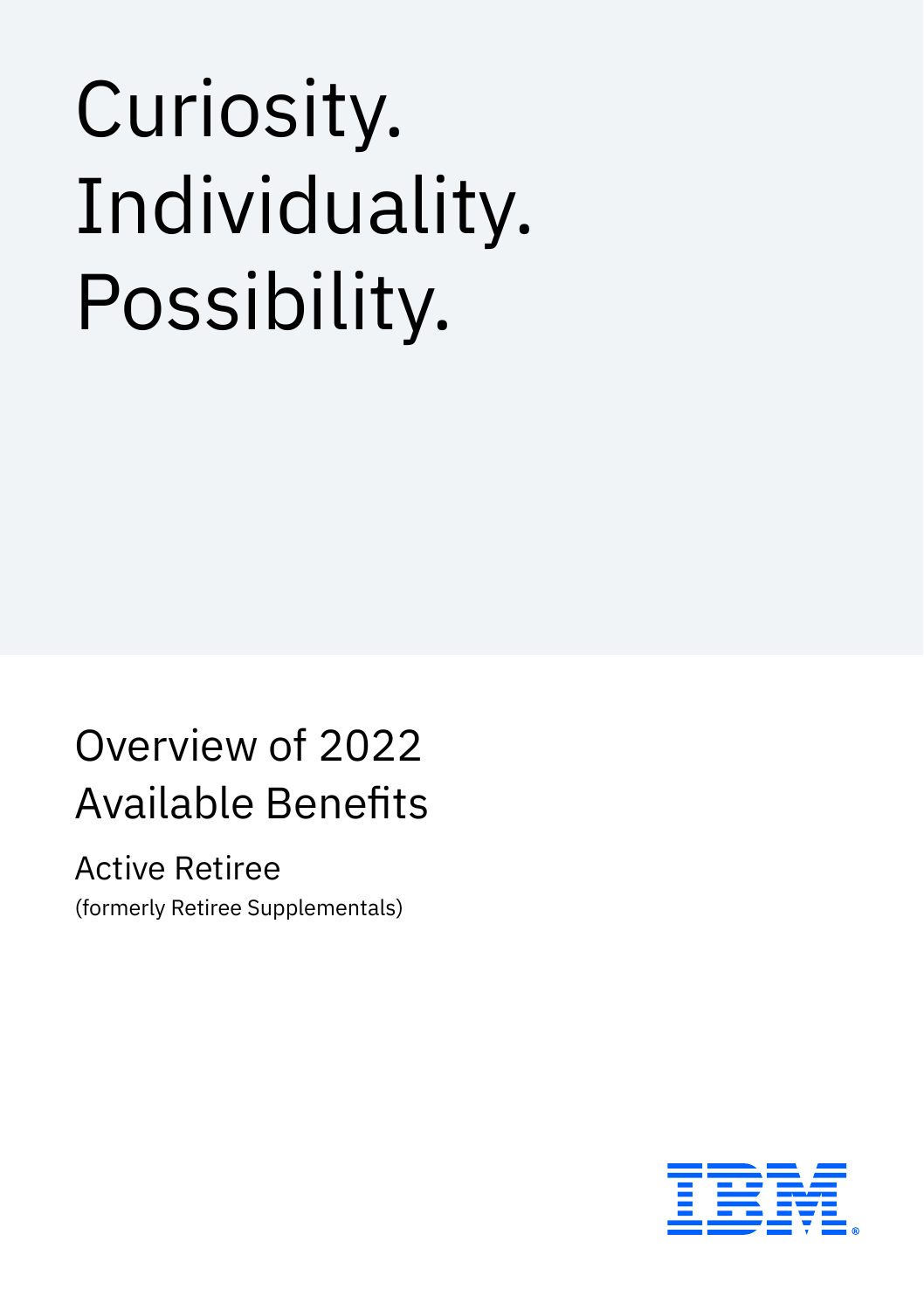# Curiosity. Individuality. Possibility.

## Overview of 2022 Available Benefits

### Active Retiree

(formerly Retiree Supplementals)

IBM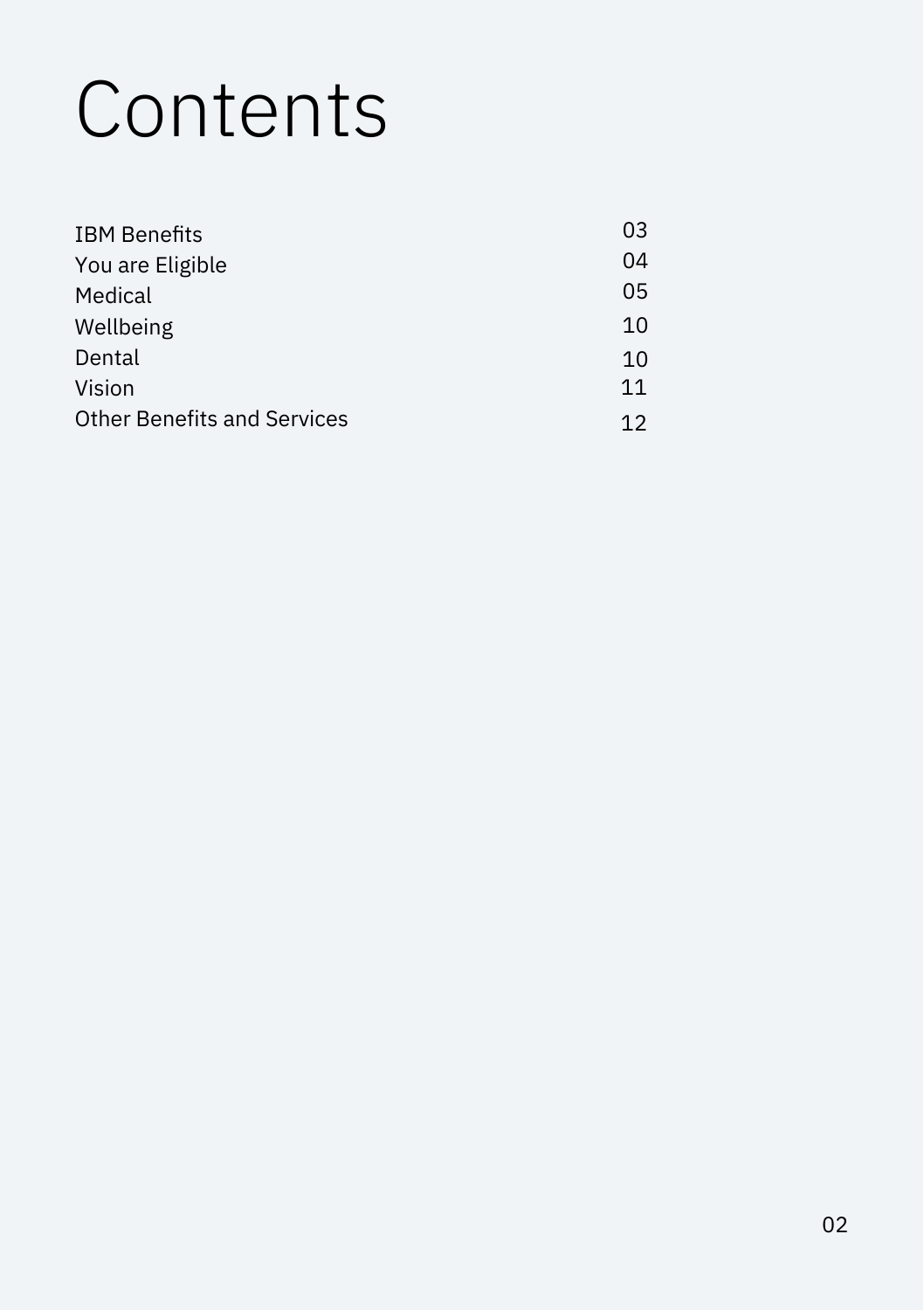# Contents

| | |
|---|---|
| IBM Benefits | 03 |
| You are Eligible | 04 |
| Medical | 05 |
| Wellbeing | 10 |
| Dental | 10 |
| Vision | 11 |
| Other Benefits and Services | 12 |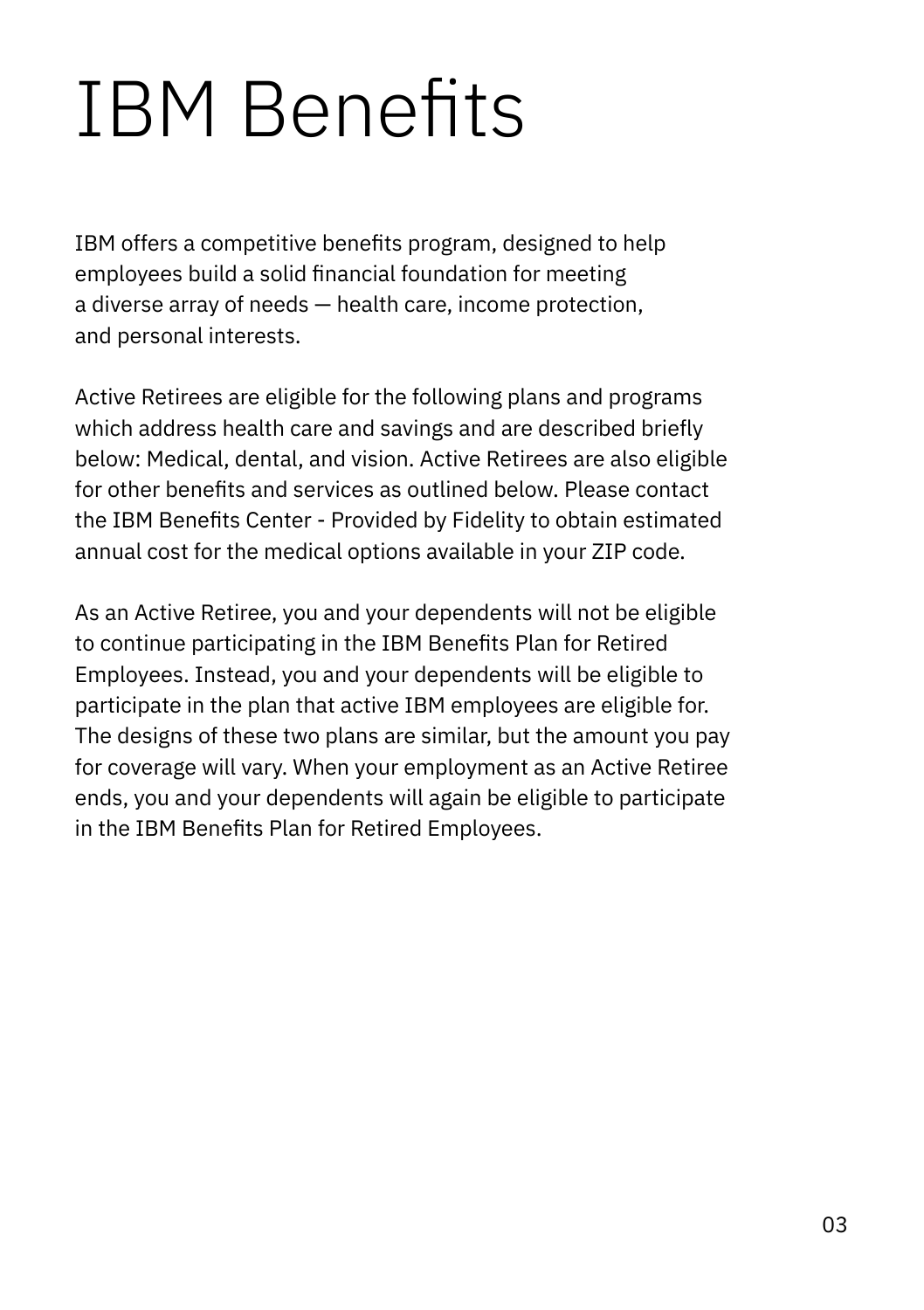# IBM Benefits

IBM offers a competitive benefits program, designed to help employees build a solid financial foundation for meeting a diverse array of needs — health care, income protection, and personal interests.

Active Retirees are eligible for the following plans and programs which address health care and savings and are described briefly below: Medical, dental, and vision. Active Retirees are also eligible for other benefits and services as outlined below. Please contact the IBM Benefits Center - Provided by Fidelity to obtain estimated annual cost for the medical options available in your ZIP code.

As an Active Retiree, you and your dependents will not be eligible to continue participating in the IBM Benefits Plan for Retired Employees. Instead, you and your dependents will be eligible to participate in the plan that active IBM employees are eligible for. The designs of these two plans are similar, but the amount you pay for coverage will vary. When your employment as an Active Retiree ends, you and your dependents will again be eligible to participate in the IBM Benefits Plan for Retired Employees.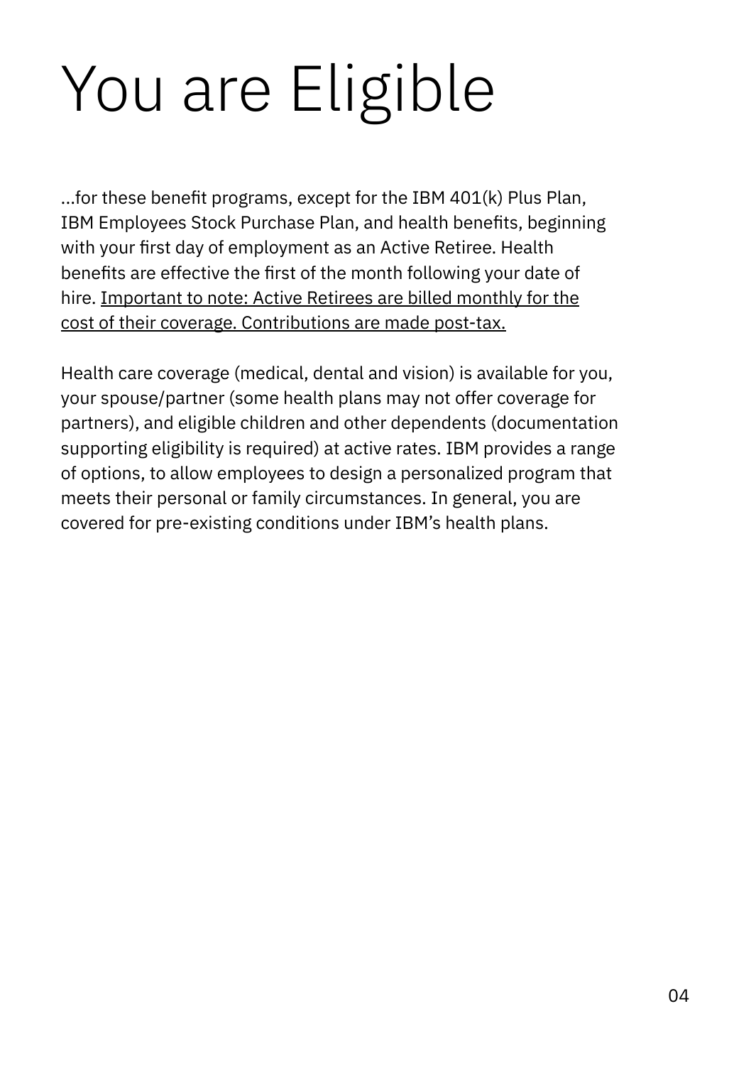# You are Eligible

...for these benefit programs, except for the IBM 401(k) Plus Plan, IBM Employees Stock Purchase Plan, and health benefits, beginning with your first day of employment as an Active Retiree. Health benefits are effective the first of the month following your date of hire. <u>Important to note: Active Retirees are billed monthly for the cost of their coverage. Contributions are made post-tax.</u>

Health care coverage (medical, dental and vision) is available for you, your spouse/partner (some health plans may not offer coverage for partners), and eligible children and other dependents (documentation supporting eligibility is required) at active rates. IBM provides a range of options, to allow employees to design a personalized program that meets their personal or family circumstances. In general, you are covered for pre-existing conditions under IBM's health plans.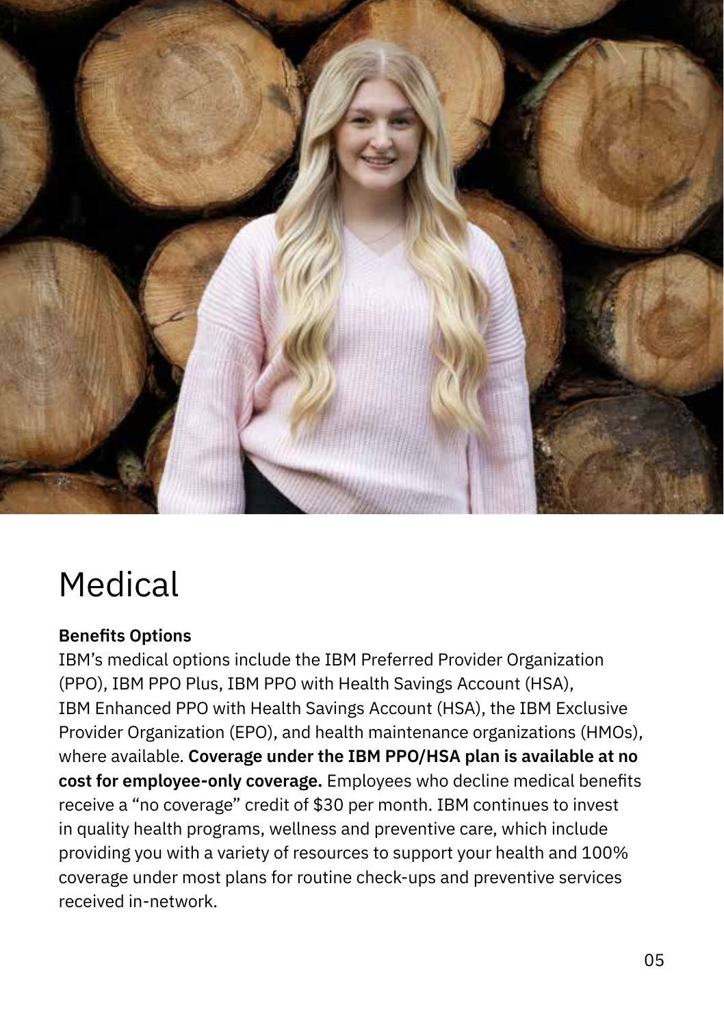# Medical

**Benefits Options**

IBM's medical options include the IBM Preferred Provider Organization (PPO), IBM PPO Plus, IBM PPO with Health Savings Account (HSA), IBM Enhanced PPO with Health Savings Account (HSA), the IBM Exclusive Provider Organization (EPO), and health maintenance organizations (HMOs), where available. **Coverage under the IBM PPO/HSA plan is available at no cost for employee-only coverage.** Employees who decline medical benefits receive a "no coverage" credit of $30 per month. IBM continues to invest in quality health programs, wellness and preventive care, which include providing you with a variety of resources to support your health and 100% coverage under most plans for routine check-ups and preventive services received in-network.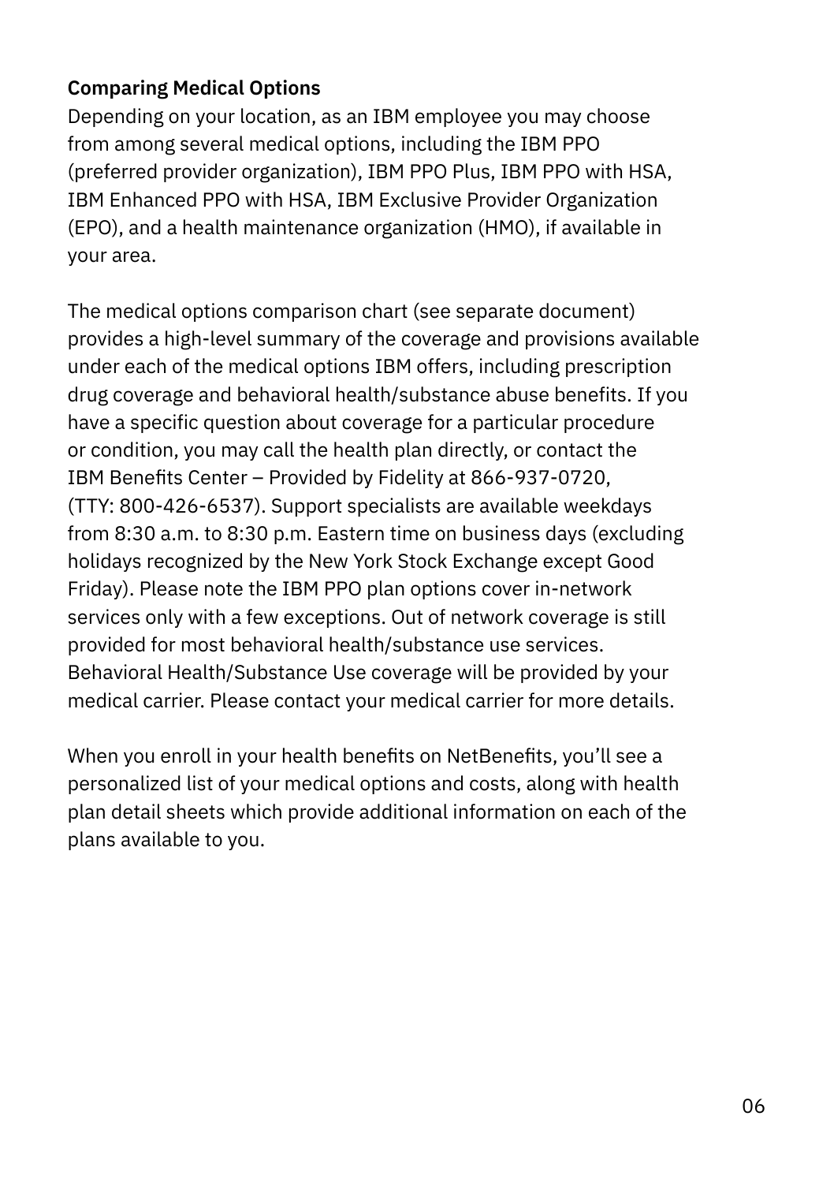## Comparing Medical Options

Depending on your location, as an IBM employee you may choose from among several medical options, including the IBM PPO (preferred provider organization), IBM PPO Plus, IBM PPO with HSA, IBM Enhanced PPO with HSA, IBM Exclusive Provider Organization (EPO), and a health maintenance organization (HMO), if available in your area.

The medical options comparison chart (see separate document) provides a high-level summary of the coverage and provisions available under each of the medical options IBM offers, including prescription drug coverage and behavioral health/substance abuse benefits. If you have a specific question about coverage for a particular procedure or condition, you may call the health plan directly, or contact the IBM Benefits Center – Provided by Fidelity at 866-937-0720, (TTY: 800-426-6537). Support specialists are available weekdays from 8:30 a.m. to 8:30 p.m. Eastern time on business days (excluding holidays recognized by the New York Stock Exchange except Good Friday). Please note the IBM PPO plan options cover in-network services only with a few exceptions. Out of network coverage is still provided for most behavioral health/substance use services. Behavioral Health/Substance Use coverage will be provided by your medical carrier. Please contact your medical carrier for more details.

When you enroll in your health benefits on NetBenefits, you'll see a personalized list of your medical options and costs, along with health plan detail sheets which provide additional information on each of the plans available to you.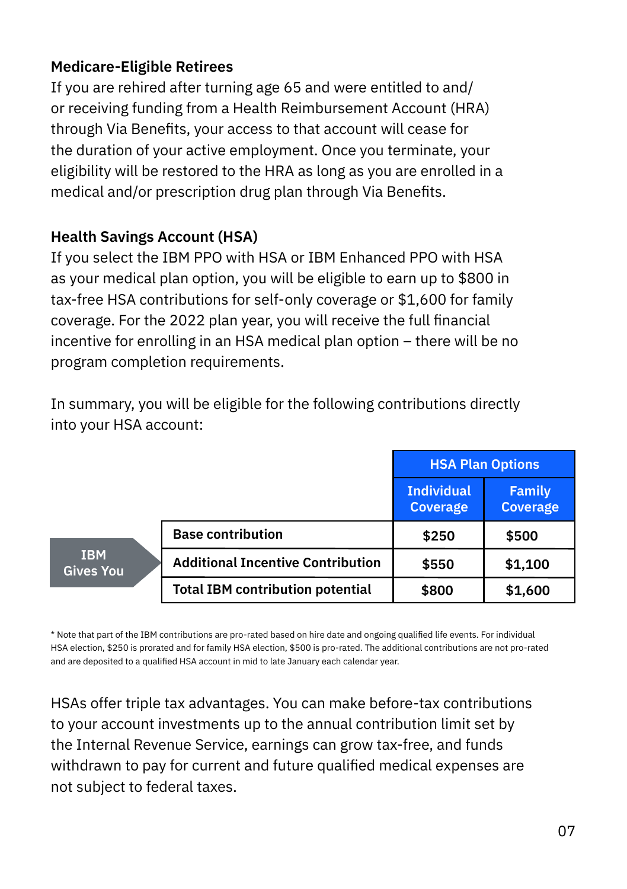### Medicare-Eligible Retirees

If you are rehired after turning age 65 and were entitled to and/or receiving funding from a Health Reimbursement Account (HRA) through Via Benefits, your access to that account will cease for the duration of your active employment. Once you terminate, your eligibility will be restored to the HRA as long as you are enrolled in a medical and/or prescription drug plan through Via Benefits.

### Health Savings Account (HSA)

If you select the IBM PPO with HSA or IBM Enhanced PPO with HSA as your medical plan option, you will be eligible to earn up to $800 in tax-free HSA contributions for self-only coverage or $1,600 for family coverage. For the 2022 plan year, you will receive the full financial incentive for enrolling in an HSA medical plan option – there will be no program completion requirements.

In summary, you will be eligible for the following contributions directly into your HSA account:

| | | HSA Plan Options | |
|---|---|---|---|
| | | **Individual Coverage** | **Family Coverage** |
| **IBM Gives You** | **Base contribution** | **$250** | **$500** |
| | **Additional Incentive Contribution** | **$550** | **$1,100** |
| | **Total IBM contribution potential** | **$800** | **$1,600** |

* Note that part of the IBM contributions are pro-rated based on hire date and ongoing qualified life events. For individual HSA election, $250 is prorated and for family HSA election, $500 is pro-rated. The additional contributions are not pro-rated and are deposited to a qualified HSA account in mid to late January each calendar year.

HSAs offer triple tax advantages. You can make before-tax contributions to your account investments up to the annual contribution limit set by the Internal Revenue Service, earnings can grow tax-free, and funds withdrawn to pay for current and future qualified medical expenses are not subject to federal taxes.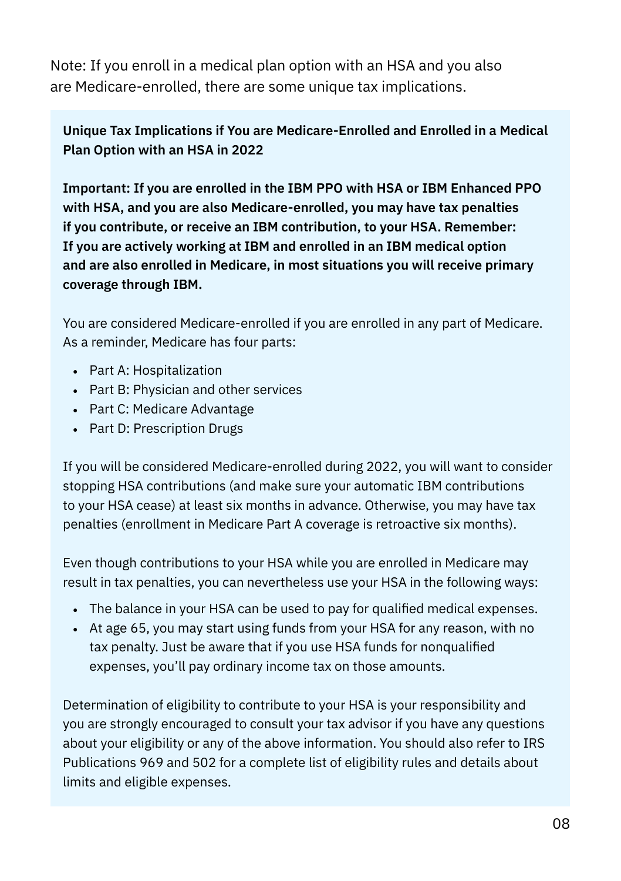Note: If you enroll in a medical plan option with an HSA and you also are Medicare-enrolled, there are some unique tax implications.

**Unique Tax Implications if You are Medicare-Enrolled and Enrolled in a Medical Plan Option with an HSA in 2022**

**Important: If you are enrolled in the IBM PPO with HSA or IBM Enhanced PPO with HSA, and you are also Medicare-enrolled, you may have tax penalties if you contribute, or receive an IBM contribution, to your HSA. Remember: If you are actively working at IBM and enrolled in an IBM medical option and are also enrolled in Medicare, in most situations you will receive primary coverage through IBM.**

You are considered Medicare-enrolled if you are enrolled in any part of Medicare. As a reminder, Medicare has four parts:

- Part A: Hospitalization
- Part B: Physician and other services
- Part C: Medicare Advantage
- Part D: Prescription Drugs

If you will be considered Medicare-enrolled during 2022, you will want to consider stopping HSA contributions (and make sure your automatic IBM contributions to your HSA cease) at least six months in advance. Otherwise, you may have tax penalties (enrollment in Medicare Part A coverage is retroactive six months).

Even though contributions to your HSA while you are enrolled in Medicare may result in tax penalties, you can nevertheless use your HSA in the following ways:

- The balance in your HSA can be used to pay for qualified medical expenses.
- At age 65, you may start using funds from your HSA for any reason, with no tax penalty. Just be aware that if you use HSA funds for nonqualified expenses, you'll pay ordinary income tax on those amounts.

Determination of eligibility to contribute to your HSA is your responsibility and you are strongly encouraged to consult your tax advisor if you have any questions about your eligibility or any of the above information. You should also refer to IRS Publications 969 and 502 for a complete list of eligibility rules and details about limits and eligible expenses.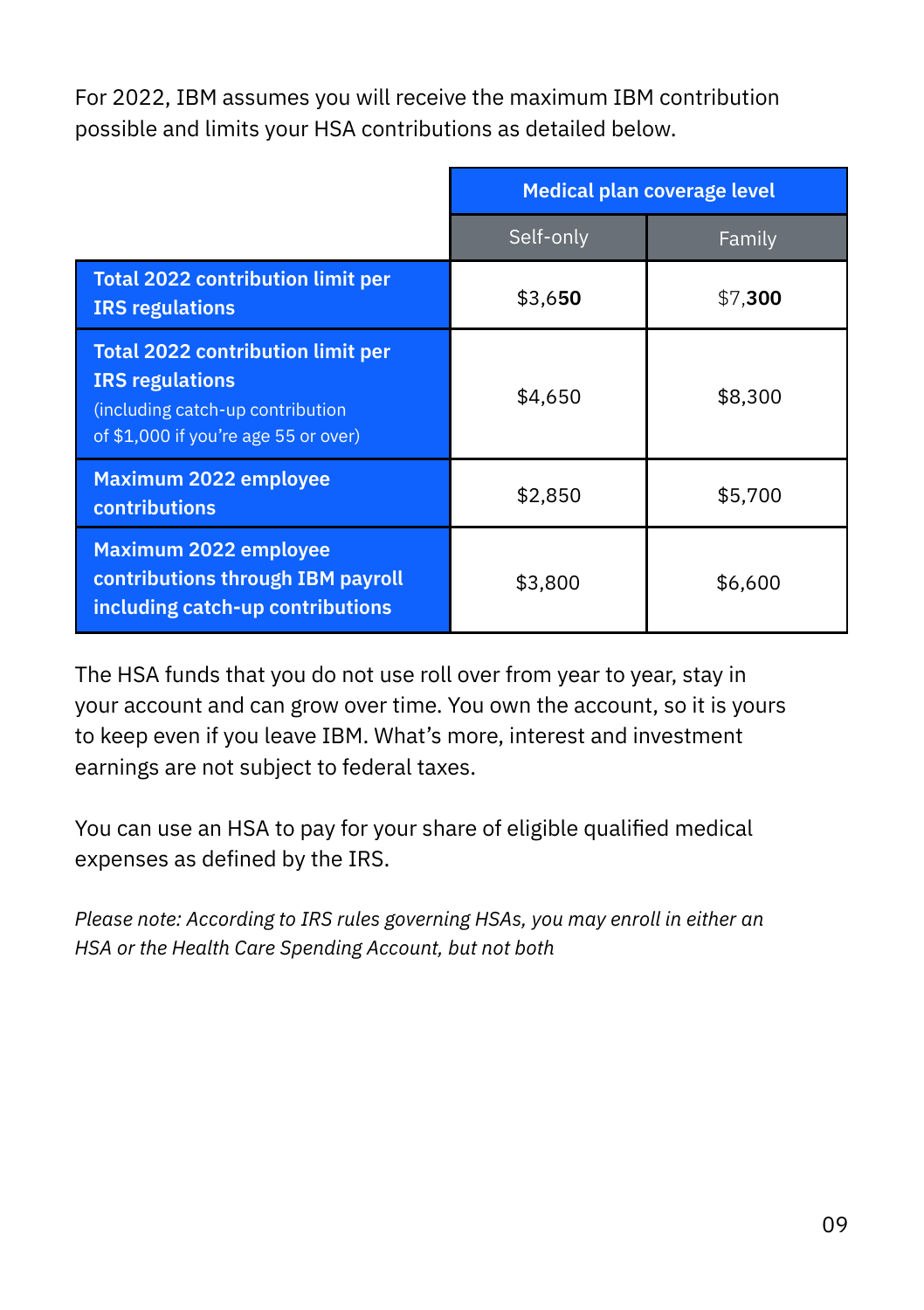For 2022, IBM assumes you will receive the maximum IBM contribution possible and limits your HSA contributions as detailed below.

| | Medical plan coverage level | |
|---|---|---|
| | Self-only | Family |
| **Total 2022 contribution limit per IRS regulations** | $3,650 | $7,300 |
| **Total 2022 contribution limit per IRS regulations** (including catch-up contribution of $1,000 if you're age 55 or over) | $4,650 | $8,300 |
| **Maximum 2022 employee contributions** | $2,850 | $5,700 |
| **Maximum 2022 employee contributions through IBM payroll including catch-up contributions** | $3,800 | $6,600 |

The HSA funds that you do not use roll over from year to year, stay in your account and can grow over time. You own the account, so it is yours to keep even if you leave IBM. What's more, interest and investment earnings are not subject to federal taxes.

You can use an HSA to pay for your share of eligible qualified medical expenses as defined by the IRS.

*Please note: According to IRS rules governing HSAs, you may enroll in either an HSA or the Health Care Spending Account, but not both*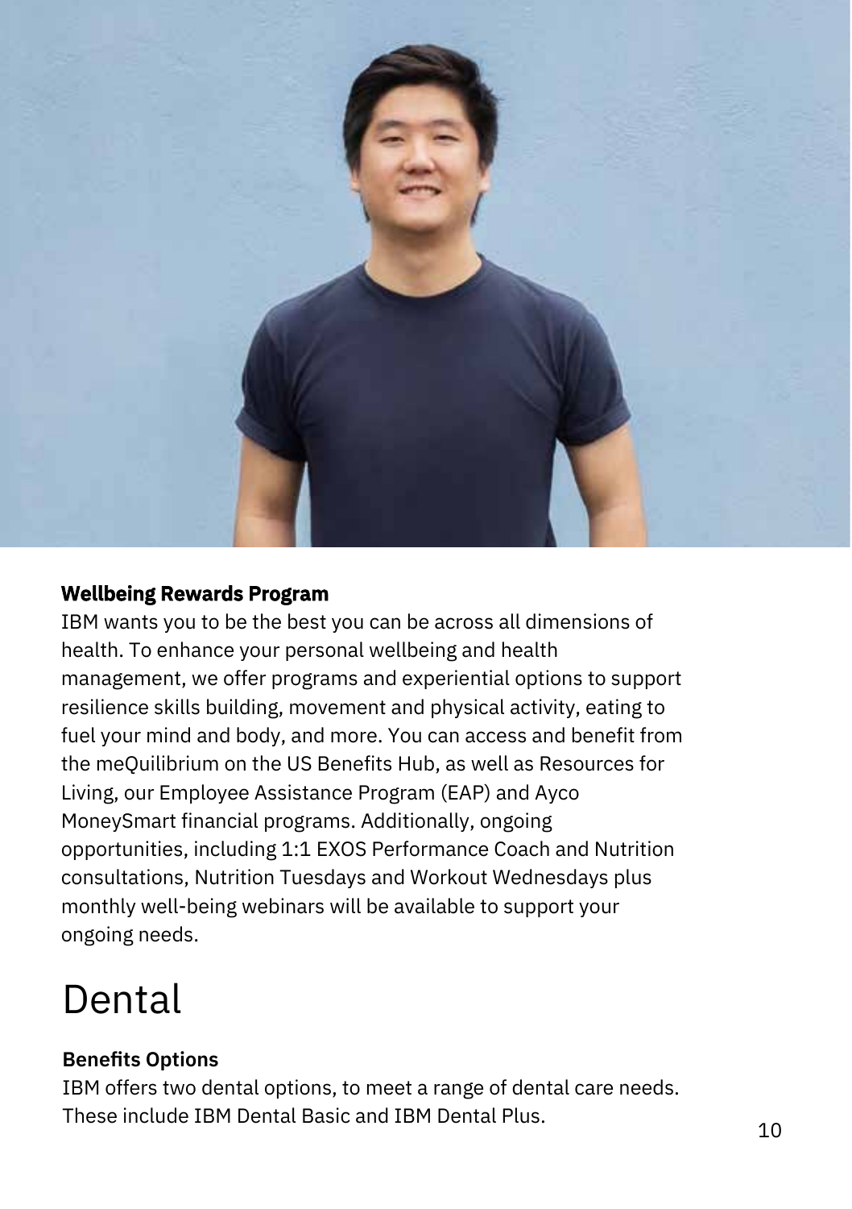### Wellbeing Rewards Program

IBM wants you to be the best you can be across all dimensions of health. To enhance your personal wellbeing and health management, we offer programs and experiential options to support resilience skills building, movement and physical activity, eating to fuel your mind and body, and more. You can access and benefit from the meQuilibrium on the US Benefits Hub, as well as Resources for Living, our Employee Assistance Program (EAP) and Ayco MoneySmart financial programs. Additionally, ongoing opportunities, including 1:1 EXOS Performance Coach and Nutrition consultations, Nutrition Tuesdays and Workout Wednesdays plus monthly well-being webinars will be available to support your ongoing needs.

# Dental

### Benefits Options

IBM offers two dental options, to meet a range of dental care needs. These include IBM Dental Basic and IBM Dental Plus.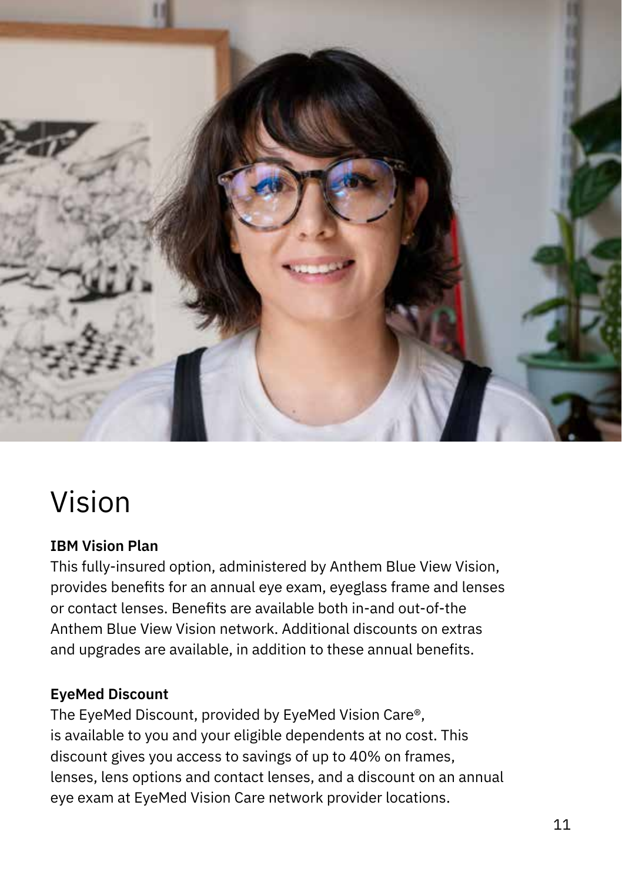# Vision

**IBM Vision Plan**

This fully-insured option, administered by Anthem Blue View Vision, provides benefits for an annual eye exam, eyeglass frame and lenses or contact lenses. Benefits are available both in-and out-of-the Anthem Blue View Vision network. Additional discounts on extras and upgrades are available, in addition to these annual benefits.

**EyeMed Discount**

The EyeMed Discount, provided by EyeMed Vision Care®, is available to you and your eligible dependents at no cost. This discount gives you access to savings of up to 40% on frames, lenses, lens options and contact lenses, and a discount on an annual eye exam at EyeMed Vision Care network provider locations.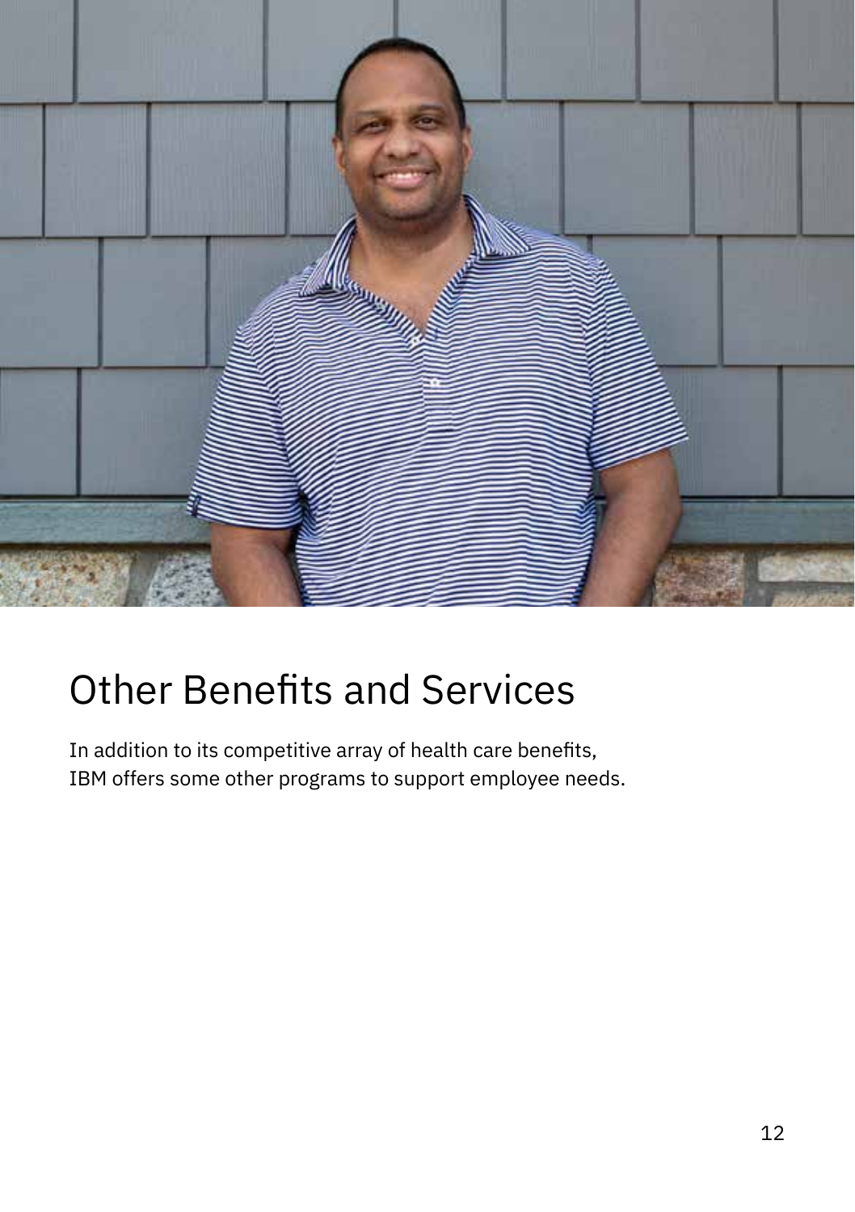# Other Benefits and Services

In addition to its competitive array of health care benefits, IBM offers some other programs to support employee needs.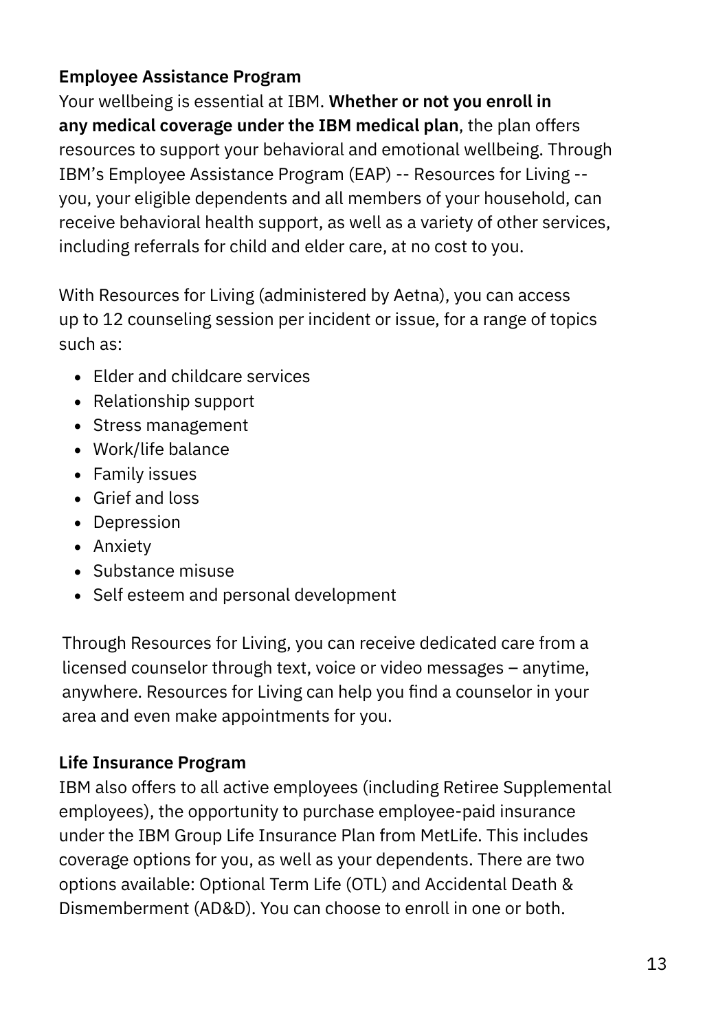## Employee Assistance Program

Your wellbeing is essential at IBM. **Whether or not you enroll in any medical coverage under the IBM medical plan**, the plan offers resources to support your behavioral and emotional wellbeing. Through IBM's Employee Assistance Program (EAP) -- Resources for Living -- you, your eligible dependents and all members of your household, can receive behavioral health support, as well as a variety of other services, including referrals for child and elder care, at no cost to you.

With Resources for Living (administered by Aetna), you can access up to 12 counseling session per incident or issue, for a range of topics such as:

- Elder and childcare services
- Relationship support
- Stress management
- Work/life balance
- Family issues
- Grief and loss
- Depression
- Anxiety
- Substance misuse
- Self esteem and personal development

Through Resources for Living, you can receive dedicated care from a licensed counselor through text, voice or video messages – anytime, anywhere. Resources for Living can help you find a counselor in your area and even make appointments for you.

## Life Insurance Program

IBM also offers to all active employees (including Retiree Supplemental employees), the opportunity to purchase employee-paid insurance under the IBM Group Life Insurance Plan from MetLife. This includes coverage options for you, as well as your dependents. There are two options available: Optional Term Life (OTL) and Accidental Death & Dismemberment (AD&D). You can choose to enroll in one or both.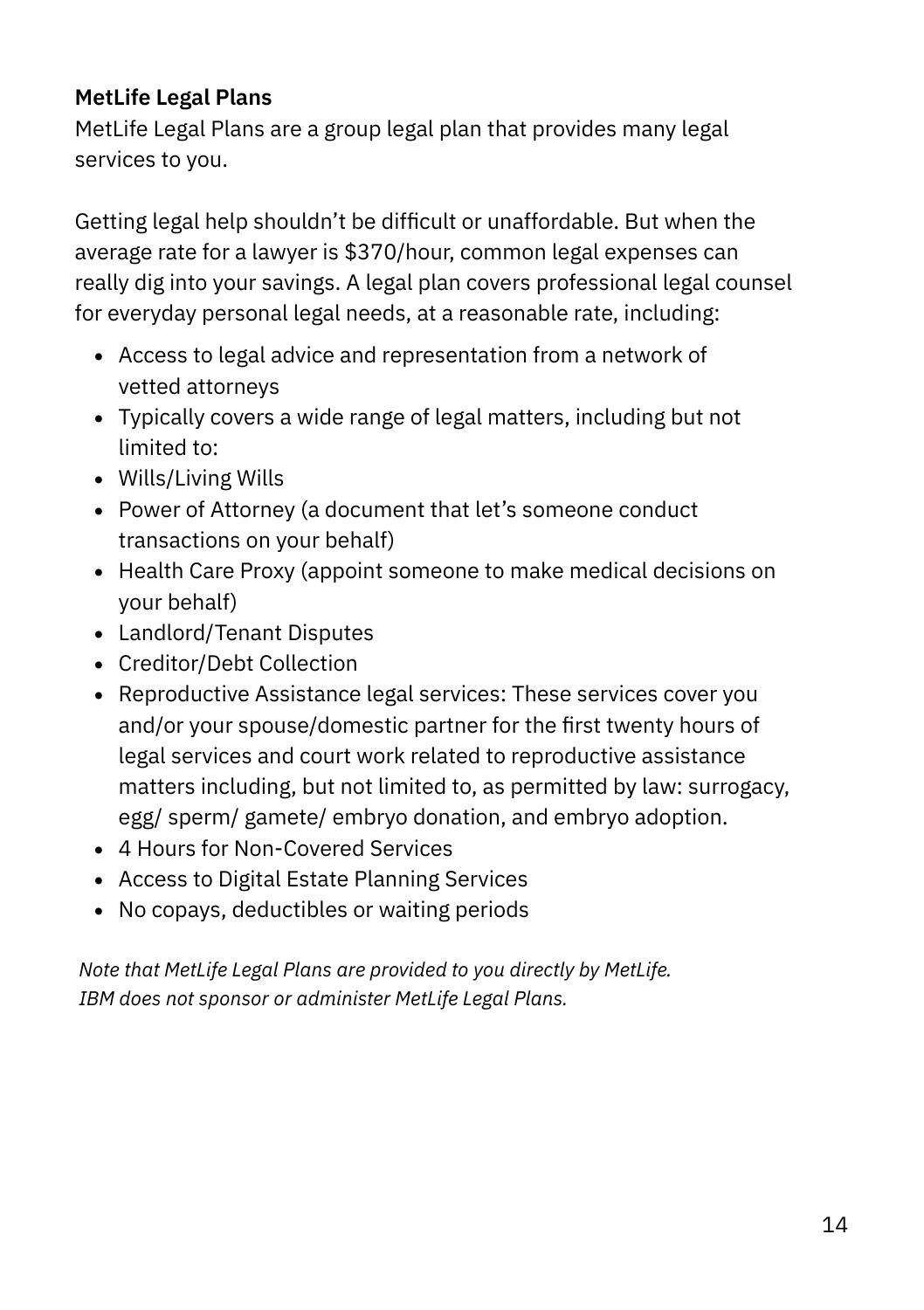**MetLife Legal Plans**

MetLife Legal Plans are a group legal plan that provides many legal services to you.

Getting legal help shouldn't be difficult or unaffordable. But when the average rate for a lawyer is $370/hour, common legal expenses can really dig into your savings. A legal plan covers professional legal counsel for everyday personal legal needs, at a reasonable rate, including:

- Access to legal advice and representation from a network of vetted attorneys
- Typically covers a wide range of legal matters, including but not limited to:
- Wills/Living Wills
- Power of Attorney (a document that let's someone conduct transactions on your behalf)
- Health Care Proxy (appoint someone to make medical decisions on your behalf)
- Landlord/Tenant Disputes
- Creditor/Debt Collection
- Reproductive Assistance legal services: These services cover you and/or your spouse/domestic partner for the first twenty hours of legal services and court work related to reproductive assistance matters including, but not limited to, as permitted by law: surrogacy, egg/ sperm/ gamete/ embryo donation, and embryo adoption.
- 4 Hours for Non-Covered Services
- Access to Digital Estate Planning Services
- No copays, deductibles or waiting periods

*Note that MetLife Legal Plans are provided to you directly by MetLife. IBM does not sponsor or administer MetLife Legal Plans.*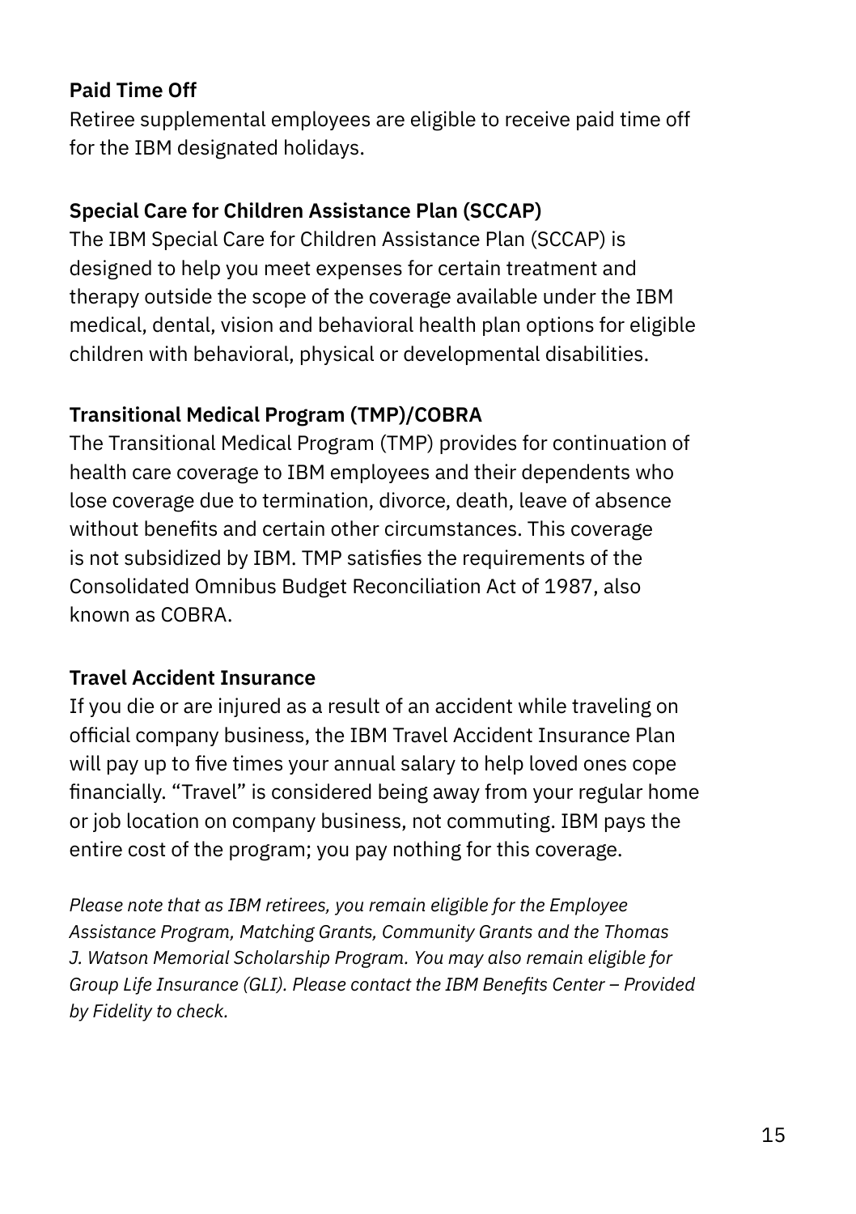**Paid Time Off**

Retiree supplemental employees are eligible to receive paid time off for the IBM designated holidays.

**Special Care for Children Assistance Plan (SCCAP)**

The IBM Special Care for Children Assistance Plan (SCCAP) is designed to help you meet expenses for certain treatment and therapy outside the scope of the coverage available under the IBM medical, dental, vision and behavioral health plan options for eligible children with behavioral, physical or developmental disabilities.

**Transitional Medical Program (TMP)/COBRA**

The Transitional Medical Program (TMP) provides for continuation of health care coverage to IBM employees and their dependents who lose coverage due to termination, divorce, death, leave of absence without benefits and certain other circumstances. This coverage is not subsidized by IBM. TMP satisfies the requirements of the Consolidated Omnibus Budget Reconciliation Act of 1987, also known as COBRA.

**Travel Accident Insurance**

If you die or are injured as a result of an accident while traveling on official company business, the IBM Travel Accident Insurance Plan will pay up to five times your annual salary to help loved ones cope financially. "Travel" is considered being away from your regular home or job location on company business, not commuting. IBM pays the entire cost of the program; you pay nothing for this coverage.

*Please note that as IBM retirees, you remain eligible for the Employee Assistance Program, Matching Grants, Community Grants and the Thomas J. Watson Memorial Scholarship Program. You may also remain eligible for Group Life Insurance (GLI). Please contact the IBM Benefits Center – Provided by Fidelity to check.*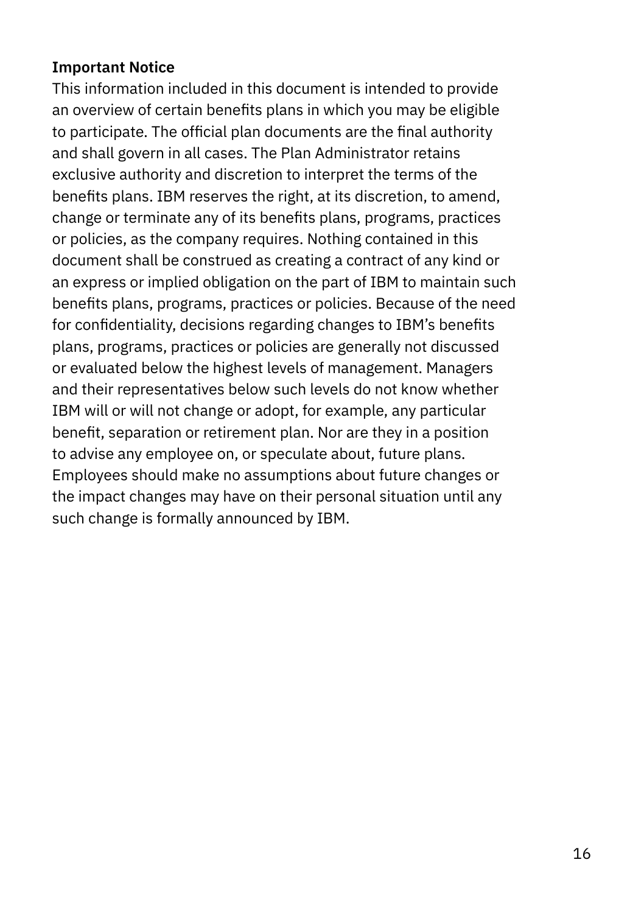**Important Notice**

This information included in this document is intended to provide an overview of certain benefits plans in which you may be eligible to participate. The official plan documents are the final authority and shall govern in all cases. The Plan Administrator retains exclusive authority and discretion to interpret the terms of the benefits plans. IBM reserves the right, at its discretion, to amend, change or terminate any of its benefits plans, programs, practices or policies, as the company requires. Nothing contained in this document shall be construed as creating a contract of any kind or an express or implied obligation on the part of IBM to maintain such benefits plans, programs, practices or policies. Because of the need for confidentiality, decisions regarding changes to IBM's benefits plans, programs, practices or policies are generally not discussed or evaluated below the highest levels of management. Managers and their representatives below such levels do not know whether IBM will or will not change or adopt, for example, any particular benefit, separation or retirement plan. Nor are they in a position to advise any employee on, or speculate about, future plans. Employees should make no assumptions about future changes or the impact changes may have on their personal situation until any such change is formally announced by IBM.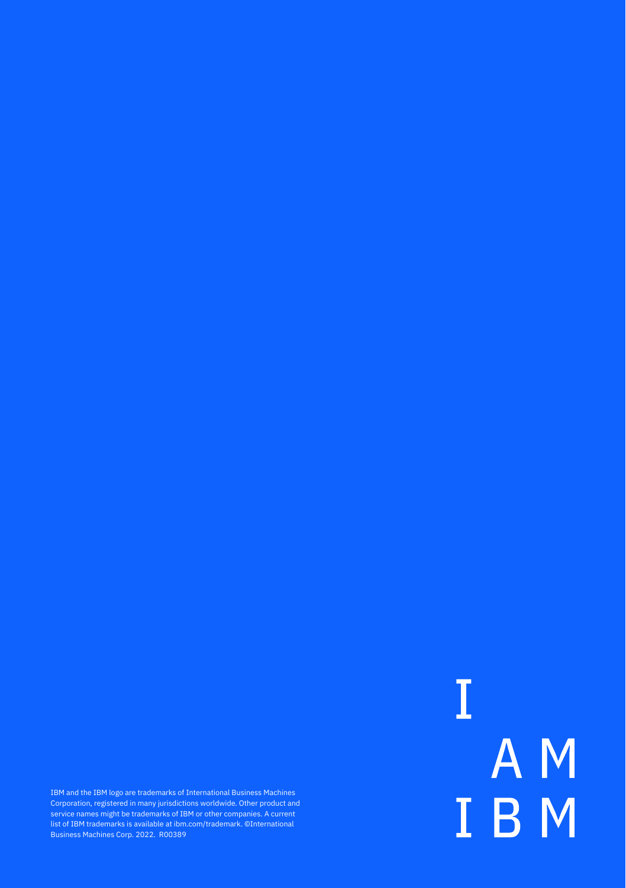IBM and the IBM logo are trademarks of International Business Machines Corporation, registered in many jurisdictions worldwide. Other product and service names might be trademarks of IBM or other companies. A current list of IBM trademarks is available at ibm.com/trademark. ©International Business Machines Corp. 2022. R00389

I AM IBM